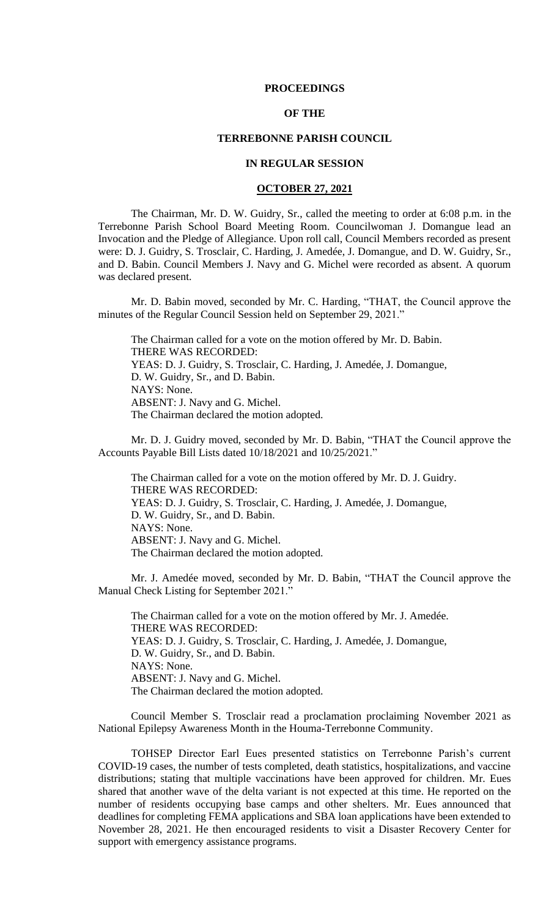# PROCEEDINGS

# OF THE

# TERREBONNE PARISH COUNCIL

# IN REGULAR SESSION

# OCTOBER 27, 2021

The Chairman, Mr. D. W. Guidry, Sr., called the meeting to order at 6:08 p.m. in the Terrebonne Parish School Board Meeting Room. Councilwoman J. Domangue lead an Invocation and the Pledge of Allegiance. Upon roll call, Council Members recorded as present were: D. J. Guidry, S. Trosclair, C. Harding, J. Amedée, J. Domangue, and D. W. Guidry, Sr., and D. Babin. Council Members J. Navy and G. Michel were recorded as absent. A quorum was declared present.

Mr. D. Babin moved, seconded by Mr. C. Harding, "THAT, the Council approve the minutes of the Regular Council Session held on September 29, 2021."

The Chairman called for a vote on the motion offered by Mr. D. Babin.
THERE WAS RECORDED:
YEAS: D. J. Guidry, S. Trosclair, C. Harding, J. Amedée, J. Domangue, D. W. Guidry, Sr., and D. Babin.
NAYS: None.
ABSENT: J. Navy and G. Michel.
The Chairman declared the motion adopted.

Mr. D. J. Guidry moved, seconded by Mr. D. Babin, "THAT the Council approve the Accounts Payable Bill Lists dated 10/18/2021 and 10/25/2021."

The Chairman called for a vote on the motion offered by Mr. D. J. Guidry.
THERE WAS RECORDED:
YEAS: D. J. Guidry, S. Trosclair, C. Harding, J. Amedée, J. Domangue, D. W. Guidry, Sr., and D. Babin.
NAYS: None.
ABSENT: J. Navy and G. Michel.
The Chairman declared the motion adopted.

Mr. J. Amedée moved, seconded by Mr. D. Babin, "THAT the Council approve the Manual Check Listing for September 2021."

The Chairman called for a vote on the motion offered by Mr. J. Amedée.
THERE WAS RECORDED:
YEAS: D. J. Guidry, S. Trosclair, C. Harding, J. Amedée, J. Domangue, D. W. Guidry, Sr., and D. Babin.
NAYS: None.
ABSENT: J. Navy and G. Michel.
The Chairman declared the motion adopted.

Council Member S. Trosclair read a proclamation proclaiming November 2021 as National Epilepsy Awareness Month in the Houma-Terrebonne Community.

TOHSEP Director Earl Eues presented statistics on Terrebonne Parish's current COVID-19 cases, the number of tests completed, death statistics, hospitalizations, and vaccine distributions; stating that multiple vaccinations have been approved for children. Mr. Eues shared that another wave of the delta variant is not expected at this time. He reported on the number of residents occupying base camps and other shelters. Mr. Eues announced that deadlines for completing FEMA applications and SBA loan applications have been extended to November 28, 2021. He then encouraged residents to visit a Disaster Recovery Center for support with emergency assistance programs.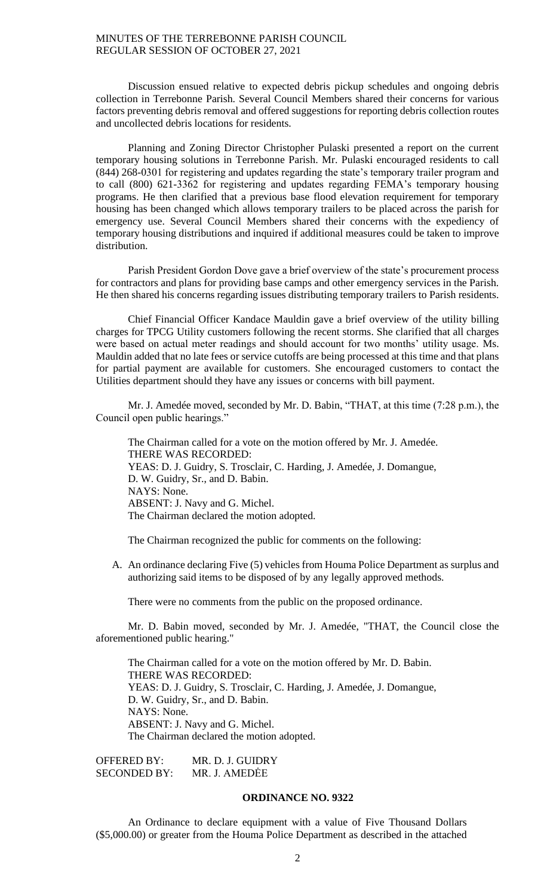Discussion ensued relative to expected debris pickup schedules and ongoing debris collection in Terrebonne Parish. Several Council Members shared their concerns for various factors preventing debris removal and offered suggestions for reporting debris collection routes and uncollected debris locations for residents.

Planning and Zoning Director Christopher Pulaski presented a report on the current temporary housing solutions in Terrebonne Parish. Mr. Pulaski encouraged residents to call (844) 268-0301 for registering and updates regarding the state's temporary trailer program and to call (800) 621-3362 for registering and updates regarding FEMA's temporary housing programs. He then clarified that a previous base flood elevation requirement for temporary housing has been changed which allows temporary trailers to be placed across the parish for emergency use. Several Council Members shared their concerns with the expediency of temporary housing distributions and inquired if additional measures could be taken to improve distribution.

Parish President Gordon Dove gave a brief overview of the state's procurement process for contractors and plans for providing base camps and other emergency services in the Parish. He then shared his concerns regarding issues distributing temporary trailers to Parish residents.

Chief Financial Officer Kandace Mauldin gave a brief overview of the utility billing charges for TPCG Utility customers following the recent storms. She clarified that all charges were based on actual meter readings and should account for two months' utility usage. Ms. Mauldin added that no late fees or service cutoffs are being processed at this time and that plans for partial payment are available for customers. She encouraged customers to contact the Utilities department should they have any issues or concerns with bill payment.

Mr. J. Amedée moved, seconded by Mr. D. Babin, "THAT, at this time (7:28 p.m.), the Council open public hearings."

The Chairman called for a vote on the motion offered by Mr. J. Amedée.
THERE WAS RECORDED:
YEAS: D. J. Guidry, S. Trosclair, C. Harding, J. Amedée, J. Domangue, D. W. Guidry, Sr., and D. Babin.
NAYS: None.
ABSENT: J. Navy and G. Michel.
The Chairman declared the motion adopted.

The Chairman recognized the public for comments on the following:

A. An ordinance declaring Five (5) vehicles from Houma Police Department as surplus and authorizing said items to be disposed of by any legally approved methods.

There were no comments from the public on the proposed ordinance.

Mr. D. Babin moved, seconded by Mr. J. Amedée, "THAT, the Council close the aforementioned public hearing."

The Chairman called for a vote on the motion offered by Mr. D. Babin.
THERE WAS RECORDED:
YEAS: D. J. Guidry, S. Trosclair, C. Harding, J. Amedée, J. Domangue, D. W. Guidry, Sr., and D. Babin.
NAYS: None.
ABSENT: J. Navy and G. Michel.
The Chairman declared the motion adopted.

OFFERED BY: MR. D. J. GUIDRY
SECONDED BY: MR. J. AMEDĖE

**ORDINANCE NO. 9322**

An Ordinance to declare equipment with a value of Five Thousand Dollars ($5,000.00) or greater from the Houma Police Department as described in the attached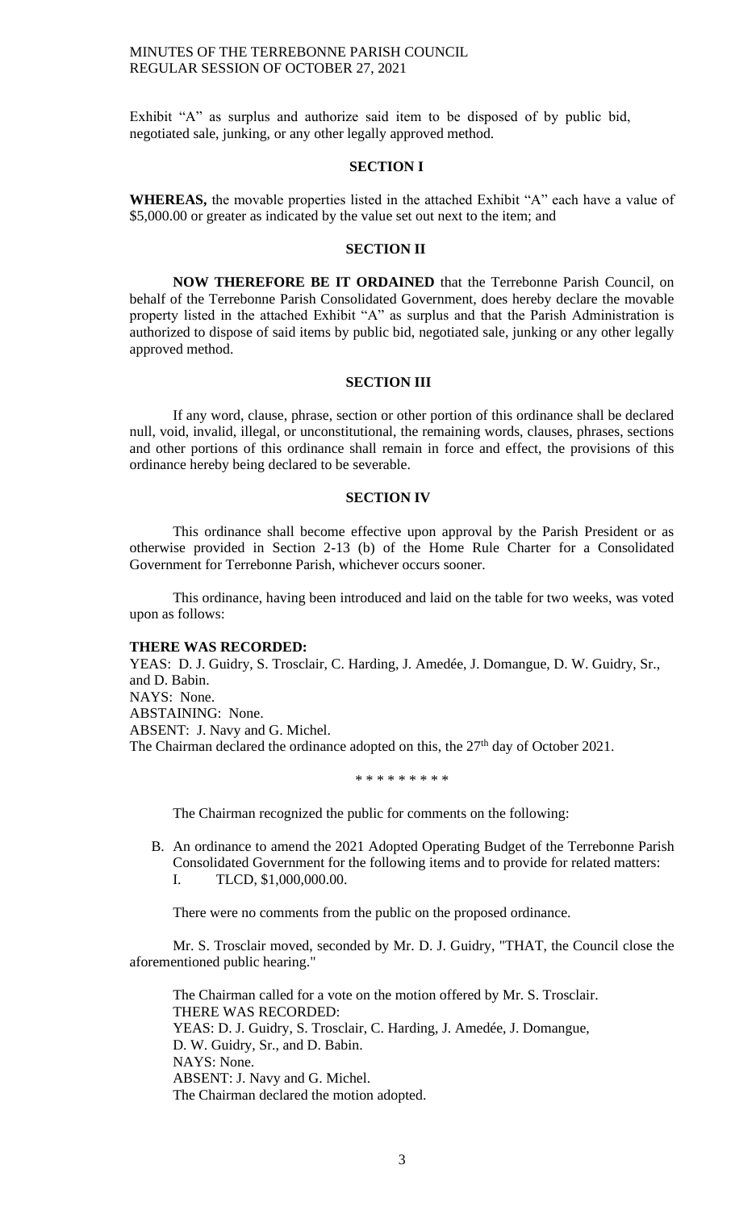Exhibit "A" as surplus and authorize said item to be disposed of by public bid, negotiated sale, junking, or any other legally approved method.

**SECTION I**

**WHEREAS,** the movable properties listed in the attached Exhibit "A" each have a value of $5,000.00 or greater as indicated by the value set out next to the item; and

**SECTION II**

**NOW THEREFORE BE IT ORDAINED** that the Terrebonne Parish Council, on behalf of the Terrebonne Parish Consolidated Government, does hereby declare the movable property listed in the attached Exhibit "A" as surplus and that the Parish Administration is authorized to dispose of said items by public bid, negotiated sale, junking or any other legally approved method.

**SECTION III**

If any word, clause, phrase, section or other portion of this ordinance shall be declared null, void, invalid, illegal, or unconstitutional, the remaining words, clauses, phrases, sections and other portions of this ordinance shall remain in force and effect, the provisions of this ordinance hereby being declared to be severable.

**SECTION IV**

This ordinance shall become effective upon approval by the Parish President or as otherwise provided in Section 2-13 (b) of the Home Rule Charter for a Consolidated Government for Terrebonne Parish, whichever occurs sooner.

This ordinance, having been introduced and laid on the table for two weeks, was voted upon as follows:

**THERE WAS RECORDED:**
YEAS: D. J. Guidry, S. Trosclair, C. Harding, J. Amedée, J. Domangue, D. W. Guidry, Sr., and D. Babin.
NAYS: None.
ABSTAINING: None.
ABSENT: J. Navy and G. Michel.
The Chairman declared the ordinance adopted on this, the 27th day of October 2021.

\* \* \* \* \* \* \* \* \*

The Chairman recognized the public for comments on the following:

B. An ordinance to amend the 2021 Adopted Operating Budget of the Terrebonne Parish Consolidated Government for the following items and to provide for related matters:
   I. TLCD, $1,000,000.00.

There were no comments from the public on the proposed ordinance.

Mr. S. Trosclair moved, seconded by Mr. D. J. Guidry, "THAT, the Council close the aforementioned public hearing."

The Chairman called for a vote on the motion offered by Mr. S. Trosclair.
THERE WAS RECORDED:
YEAS: D. J. Guidry, S. Trosclair, C. Harding, J. Amedée, J. Domangue, D. W. Guidry, Sr., and D. Babin.
NAYS: None.
ABSENT: J. Navy and G. Michel.
The Chairman declared the motion adopted.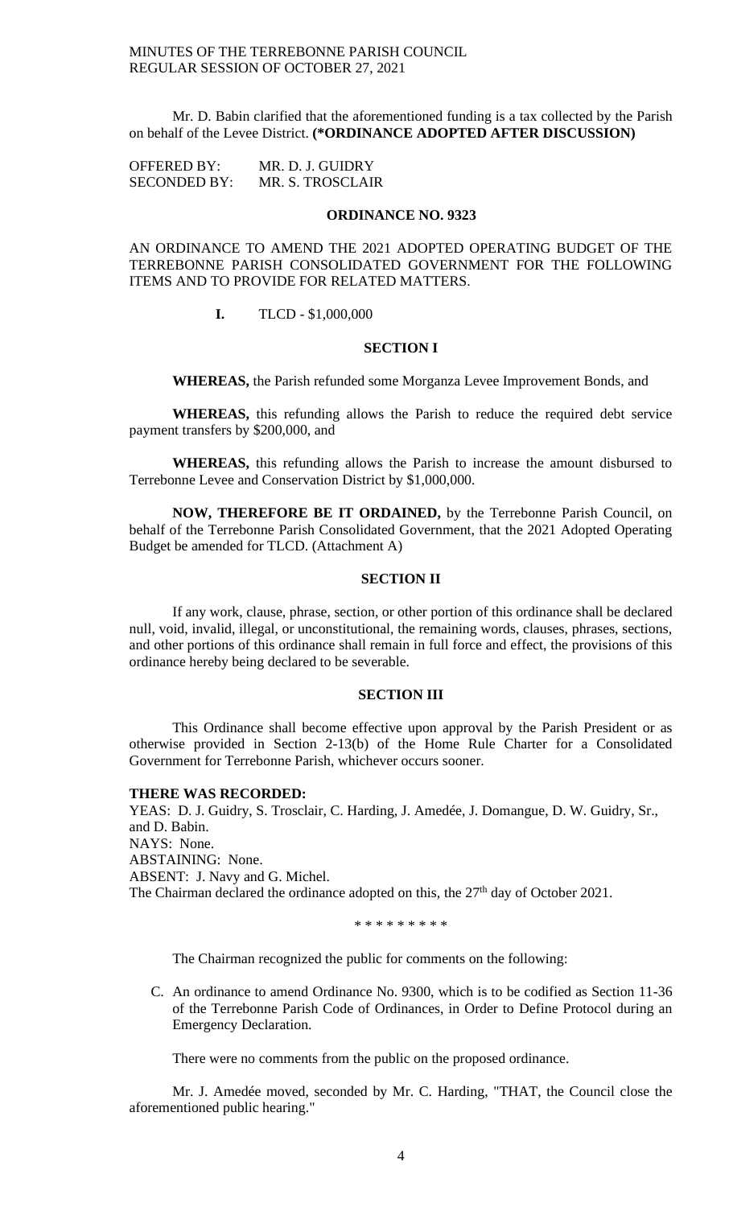Mr. D. Babin clarified that the aforementioned funding is a tax collected by the Parish on behalf of the Levee District. **(*ORDINANCE ADOPTED AFTER DISCUSSION)**

OFFERED BY: MR. D. J. GUIDRY
SECONDED BY: MR. S. TROSCLAIR

**ORDINANCE NO. 9323**

AN ORDINANCE TO AMEND THE 2021 ADOPTED OPERATING BUDGET OF THE TERREBONNE PARISH CONSOLIDATED GOVERNMENT FOR THE FOLLOWING ITEMS AND TO PROVIDE FOR RELATED MATTERS.

**I.** TLCD - $1,000,000

**SECTION I**

**WHEREAS,** the Parish refunded some Morganza Levee Improvement Bonds, and

**WHEREAS,** this refunding allows the Parish to reduce the required debt service payment transfers by $200,000, and

**WHEREAS,** this refunding allows the Parish to increase the amount disbursed to Terrebonne Levee and Conservation District by $1,000,000.

**NOW, THEREFORE BE IT ORDAINED,** by the Terrebonne Parish Council, on behalf of the Terrebonne Parish Consolidated Government, that the 2021 Adopted Operating Budget be amended for TLCD. (Attachment A)

**SECTION II**

If any work, clause, phrase, section, or other portion of this ordinance shall be declared null, void, invalid, illegal, or unconstitutional, the remaining words, clauses, phrases, sections, and other portions of this ordinance shall remain in full force and effect, the provisions of this ordinance hereby being declared to be severable.

**SECTION III**

This Ordinance shall become effective upon approval by the Parish President or as otherwise provided in Section 2-13(b) of the Home Rule Charter for a Consolidated Government for Terrebonne Parish, whichever occurs sooner.

**THERE WAS RECORDED:**
YEAS: D. J. Guidry, S. Trosclair, C. Harding, J. Amedée, J. Domangue, D. W. Guidry, Sr., and D. Babin.
NAYS: None.
ABSTAINING: None.
ABSENT: J. Navy and G. Michel.
The Chairman declared the ordinance adopted on this, the 27th day of October 2021.

\* \* \* \* \* \* \* \* \*

The Chairman recognized the public for comments on the following:

C. An ordinance to amend Ordinance No. 9300, which is to be codified as Section 11-36 of the Terrebonne Parish Code of Ordinances, in Order to Define Protocol during an Emergency Declaration.

There were no comments from the public on the proposed ordinance.

Mr. J. Amedée moved, seconded by Mr. C. Harding, "THAT, the Council close the aforementioned public hearing."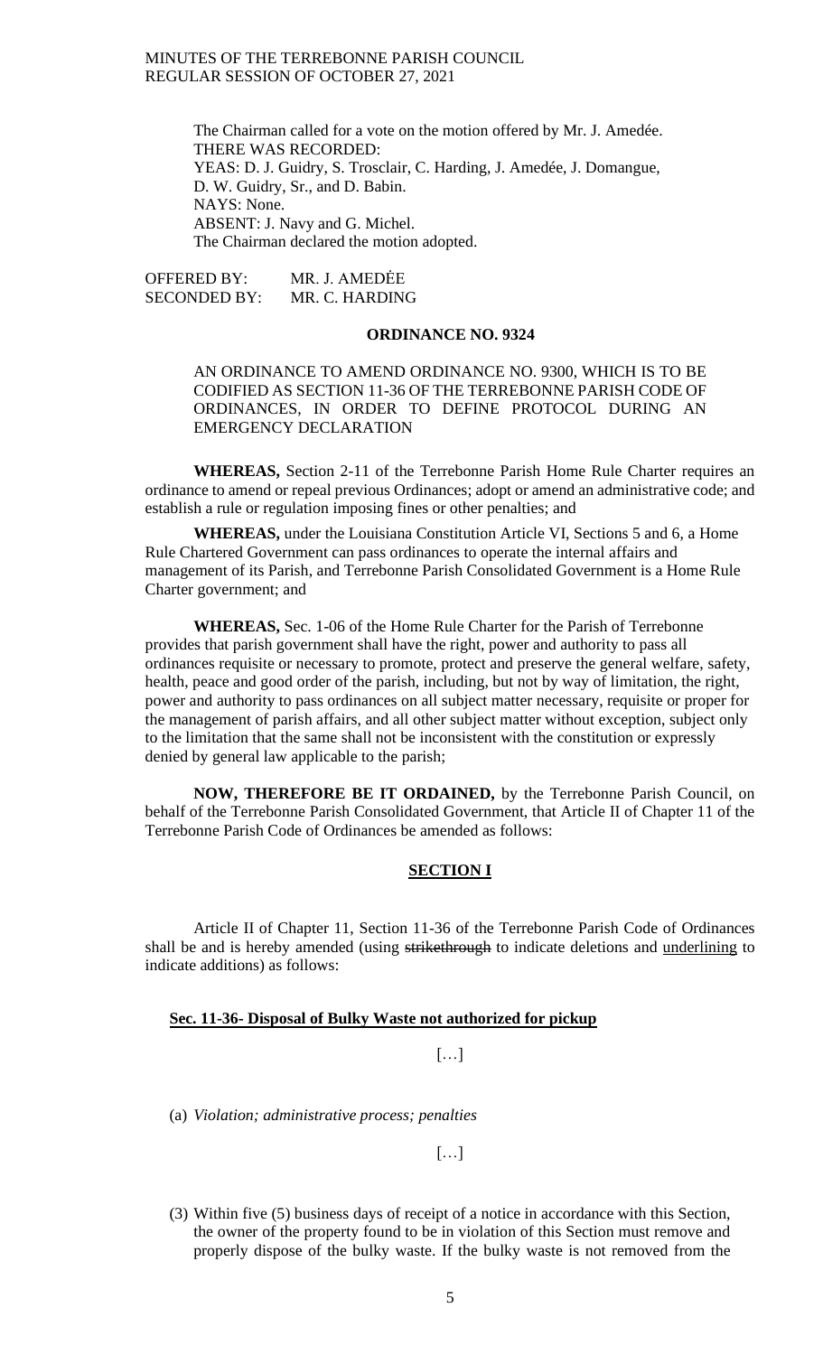The Chairman called for a vote on the motion offered by Mr. J. Amedée.
THERE WAS RECORDED:
YEAS: D. J. Guidry, S. Trosclair, C. Harding, J. Amedée, J. Domangue, D. W. Guidry, Sr., and D. Babin.
NAYS: None.
ABSENT: J. Navy and G. Michel.
The Chairman declared the motion adopted.

OFFERED BY: MR. J. AMEDĖE
SECONDED BY: MR. C. HARDING

**ORDINANCE NO. 9324**

AN ORDINANCE TO AMEND ORDINANCE NO. 9300, WHICH IS TO BE CODIFIED AS SECTION 11-36 OF THE TERREBONNE PARISH CODE OF ORDINANCES, IN ORDER TO DEFINE PROTOCOL DURING AN EMERGENCY DECLARATION

**WHEREAS,** Section 2-11 of the Terrebonne Parish Home Rule Charter requires an ordinance to amend or repeal previous Ordinances; adopt or amend an administrative code; and establish a rule or regulation imposing fines or other penalties; and

**WHEREAS,** under the Louisiana Constitution Article VI, Sections 5 and 6, a Home Rule Chartered Government can pass ordinances to operate the internal affairs and management of its Parish, and Terrebonne Parish Consolidated Government is a Home Rule Charter government; and

**WHEREAS,** Sec. 1-06 of the Home Rule Charter for the Parish of Terrebonne provides that parish government shall have the right, power and authority to pass all ordinances requisite or necessary to promote, protect and preserve the general welfare, safety, health, peace and good order of the parish, including, but not by way of limitation, the right, power and authority to pass ordinances on all subject matter necessary, requisite or proper for the management of parish affairs, and all other subject matter without exception, subject only to the limitation that the same shall not be inconsistent with the constitution or expressly denied by general law applicable to the parish;

**NOW, THEREFORE BE IT ORDAINED,** by the Terrebonne Parish Council, on behalf of the Terrebonne Parish Consolidated Government, that Article II of Chapter 11 of the Terrebonne Parish Code of Ordinances be amended as follows:

**SECTION I**

Article II of Chapter 11, Section 11-36 of the Terrebonne Parish Code of Ordinances shall be and is hereby amended (using ~~strikethrough~~ to indicate deletions and underlining to indicate additions) as follows:

**Sec. 11-36- Disposal of Bulky Waste not authorized for pickup**

[…]

(a) *Violation; administrative process; penalties*

[…]

(3) Within five (5) business days of receipt of a notice in accordance with this Section, the owner of the property found to be in violation of this Section must remove and properly dispose of the bulky waste. If the bulky waste is not removed from the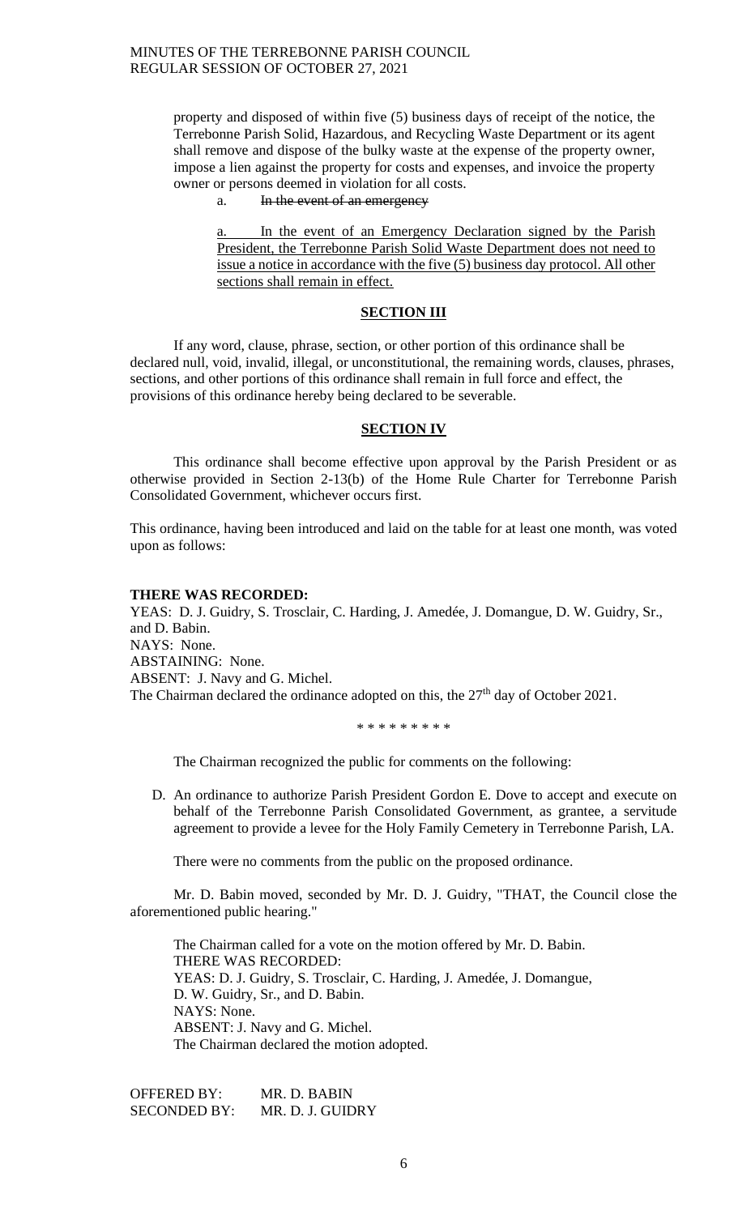property and disposed of within five (5) business days of receipt of the notice, the Terrebonne Parish Solid, Hazardous, and Recycling Waste Department or its agent shall remove and dispose of the bulky waste at the expense of the property owner, impose a lien against the property for costs and expenses, and invoice the property owner or persons deemed in violation for all costs.

a. ~~In the event of an emergency~~

<u>a. In the event of an Emergency Declaration signed by the Parish President, the Terrebonne Parish Solid Waste Department does not need to issue a notice in accordance with the five (5) business day protocol. All other sections shall remain in effect.</u>

## SECTION III

If any word, clause, phrase, section, or other portion of this ordinance shall be declared null, void, invalid, illegal, or unconstitutional, the remaining words, clauses, phrases, sections, and other portions of this ordinance shall remain in full force and effect, the provisions of this ordinance hereby being declared to be severable.

## SECTION IV

This ordinance shall become effective upon approval by the Parish President or as otherwise provided in Section 2-13(b) of the Home Rule Charter for Terrebonne Parish Consolidated Government, whichever occurs first.

This ordinance, having been introduced and laid on the table for at least one month, was voted upon as follows:

**THERE WAS RECORDED:**
YEAS: D. J. Guidry, S. Trosclair, C. Harding, J. Amedée, J. Domangue, D. W. Guidry, Sr., and D. Babin.
NAYS: None.
ABSTAINING: None.
ABSENT: J. Navy and G. Michel.
The Chairman declared the ordinance adopted on this, the 27th day of October 2021.

\* \* \* \* \* \* \* \* \*

The Chairman recognized the public for comments on the following:

D. An ordinance to authorize Parish President Gordon E. Dove to accept and execute on behalf of the Terrebonne Parish Consolidated Government, as grantee, a servitude agreement to provide a levee for the Holy Family Cemetery in Terrebonne Parish, LA.

There were no comments from the public on the proposed ordinance.

Mr. D. Babin moved, seconded by Mr. D. J. Guidry, "THAT, the Council close the aforementioned public hearing."

The Chairman called for a vote on the motion offered by Mr. D. Babin.
THERE WAS RECORDED:
YEAS: D. J. Guidry, S. Trosclair, C. Harding, J. Amedée, J. Domangue, D. W. Guidry, Sr., and D. Babin.
NAYS: None.
ABSENT: J. Navy and G. Michel.
The Chairman declared the motion adopted.

OFFERED BY: MR. D. BABIN
SECONDED BY: MR. D. J. GUIDRY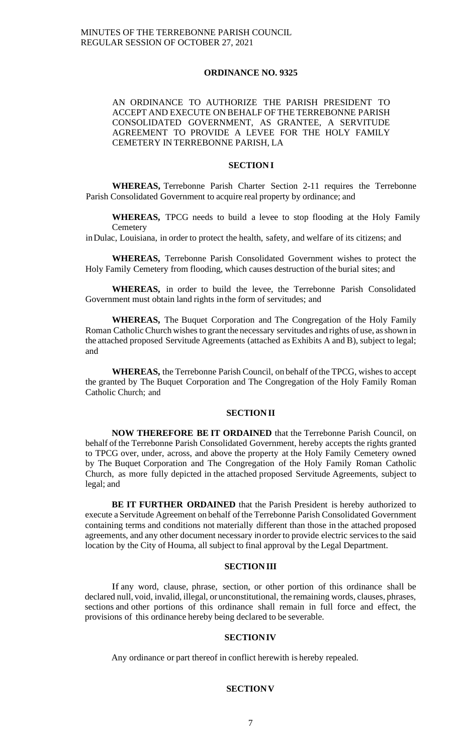**ORDINANCE NO. 9325**

AN ORDINANCE TO AUTHORIZE THE PARISH PRESIDENT TO ACCEPT AND EXECUTE ON BEHALF OF THE TERREBONNE PARISH CONSOLIDATED GOVERNMENT, AS GRANTEE, A SERVITUDE AGREEMENT TO PROVIDE A LEVEE FOR THE HOLY FAMILY CEMETERY IN TERREBONNE PARISH, LA

**SECTION I**

**WHEREAS,** Terrebonne Parish Charter Section 2-11 requires the Terrebonne Parish Consolidated Government to acquire real property by ordinance; and

**WHEREAS,** TPCG needs to build a levee to stop flooding at the Holy Family Cemetery in Dulac, Louisiana, in order to protect the health, safety, and welfare of its citizens; and

**WHEREAS,** Terrebonne Parish Consolidated Government wishes to protect the Holy Family Cemetery from flooding, which causes destruction of the burial sites; and

**WHEREAS,** in order to build the levee, the Terrebonne Parish Consolidated Government must obtain land rights in the form of servitudes; and

**WHEREAS,** The Buquet Corporation and The Congregation of the Holy Family Roman Catholic Church wishes to grant the necessary servitudes and rights of use, as shown in the attached proposed Servitude Agreements (attached as Exhibits A and B), subject to legal; and

**WHEREAS,** the Terrebonne Parish Council, on behalf of the TPCG, wishes to accept the granted by The Buquet Corporation and The Congregation of the Holy Family Roman Catholic Church; and

**SECTION II**

**NOW THEREFORE BE IT ORDAINED** that the Terrebonne Parish Council, on behalf of the Terrebonne Parish Consolidated Government, hereby accepts the rights granted to TPCG over, under, across, and above the property at the Holy Family Cemetery owned by The Buquet Corporation and The Congregation of the Holy Family Roman Catholic Church, as more fully depicted in the attached proposed Servitude Agreements, subject to legal; and

**BE IT FURTHER ORDAINED** that the Parish President is hereby authorized to execute a Servitude Agreement on behalf of the Terrebonne Parish Consolidated Government containing terms and conditions not materially different than those in the attached proposed agreements, and any other document necessary in order to provide electric services to the said location by the City of Houma, all subject to final approval by the Legal Department.

**SECTION III**

If any word, clause, phrase, section, or other portion of this ordinance shall be declared null, void, invalid, illegal, or unconstitutional, the remaining words, clauses, phrases, sections and other portions of this ordinance shall remain in full force and effect, the provisions of this ordinance hereby being declared to be severable.

**SECTION IV**

Any ordinance or part thereof in conflict herewith is hereby repealed.

**SECTION V**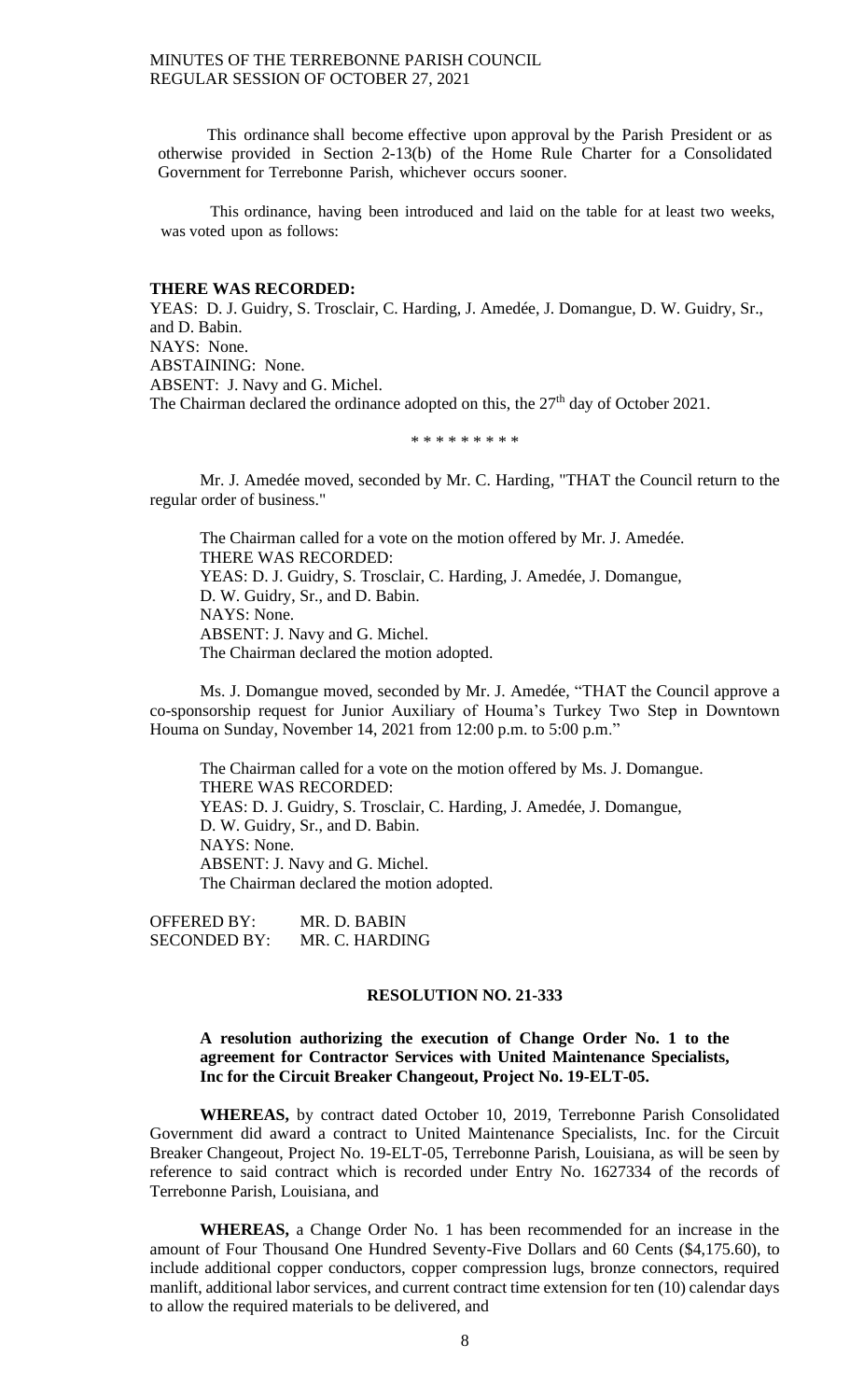This ordinance shall become effective upon approval by the Parish President or as otherwise provided in Section 2-13(b) of the Home Rule Charter for a Consolidated Government for Terrebonne Parish, whichever occurs sooner.

This ordinance, having been introduced and laid on the table for at least two weeks, was voted upon as follows:

**THERE WAS RECORDED:**
YEAS: D. J. Guidry, S. Trosclair, C. Harding, J. Amedée, J. Domangue, D. W. Guidry, Sr., and D. Babin.
NAYS: None.
ABSTAINING: None.
ABSENT: J. Navy and G. Michel.
The Chairman declared the ordinance adopted on this, the 27th day of October 2021.

\* \* \* \* \* \* \* \* \*

Mr. J. Amedée moved, seconded by Mr. C. Harding, "THAT the Council return to the regular order of business."

The Chairman called for a vote on the motion offered by Mr. J. Amedée.
THERE WAS RECORDED:
YEAS: D. J. Guidry, S. Trosclair, C. Harding, J. Amedée, J. Domangue, D. W. Guidry, Sr., and D. Babin.
NAYS: None.
ABSENT: J. Navy and G. Michel.
The Chairman declared the motion adopted.

Ms. J. Domangue moved, seconded by Mr. J. Amedée, "THAT the Council approve a co-sponsorship request for Junior Auxiliary of Houma's Turkey Two Step in Downtown Houma on Sunday, November 14, 2021 from 12:00 p.m. to 5:00 p.m."

The Chairman called for a vote on the motion offered by Ms. J. Domangue.
THERE WAS RECORDED:
YEAS: D. J. Guidry, S. Trosclair, C. Harding, J. Amedée, J. Domangue, D. W. Guidry, Sr., and D. Babin.
NAYS: None.
ABSENT: J. Navy and G. Michel.
The Chairman declared the motion adopted.

OFFERED BY: MR. D. BABIN
SECONDED BY: MR. C. HARDING

**RESOLUTION NO. 21-333**

**A resolution authorizing the execution of Change Order No. 1 to the agreement for Contractor Services with United Maintenance Specialists, Inc for the Circuit Breaker Changeout, Project No. 19-ELT-05.**

**WHEREAS,** by contract dated October 10, 2019, Terrebonne Parish Consolidated Government did award a contract to United Maintenance Specialists, Inc. for the Circuit Breaker Changeout, Project No. 19-ELT-05, Terrebonne Parish, Louisiana, as will be seen by reference to said contract which is recorded under Entry No. 1627334 of the records of Terrebonne Parish, Louisiana, and

**WHEREAS,** a Change Order No. 1 has been recommended for an increase in the amount of Four Thousand One Hundred Seventy-Five Dollars and 60 Cents ($4,175.60), to include additional copper conductors, copper compression lugs, bronze connectors, required manlift, additional labor services, and current contract time extension for ten (10) calendar days to allow the required materials to be delivered, and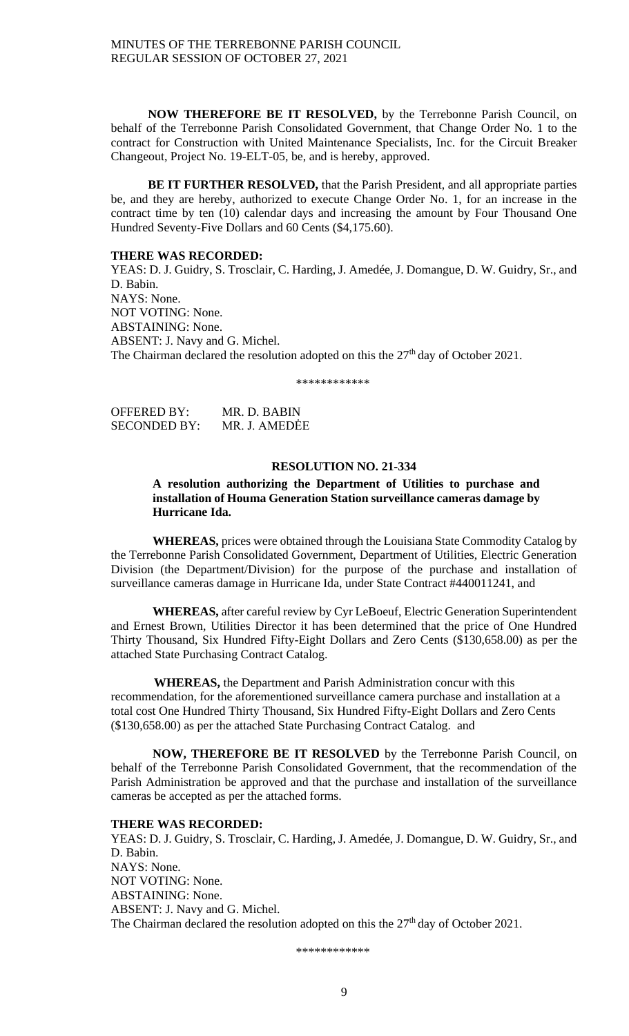**NOW THEREFORE BE IT RESOLVED,** by the Terrebonne Parish Council, on behalf of the Terrebonne Parish Consolidated Government, that Change Order No. 1 to the contract for Construction with United Maintenance Specialists, Inc. for the Circuit Breaker Changeout, Project No. 19-ELT-05, be, and is hereby, approved.

**BE IT FURTHER RESOLVED,** that the Parish President, and all appropriate parties be, and they are hereby, authorized to execute Change Order No. 1, for an increase in the contract time by ten (10) calendar days and increasing the amount by Four Thousand One Hundred Seventy-Five Dollars and 60 Cents ($4,175.60).

**THERE WAS RECORDED:**
YEAS: D. J. Guidry, S. Trosclair, C. Harding, J. Amedée, J. Domangue, D. W. Guidry, Sr., and D. Babin.
NAYS: None.
NOT VOTING: None.
ABSTAINING: None.
ABSENT: J. Navy and G. Michel.
The Chairman declared the resolution adopted on this the 27th day of October 2021.

\*\*\*\*\*\*\*\*\*\*\*\*

OFFERED BY: MR. D. BABIN
SECONDED BY: MR. J. AMEDĖE

**RESOLUTION NO. 21-334**

**A resolution authorizing the Department of Utilities to purchase and installation of Houma Generation Station surveillance cameras damage by Hurricane Ida.**

**WHEREAS,** prices were obtained through the Louisiana State Commodity Catalog by the Terrebonne Parish Consolidated Government, Department of Utilities, Electric Generation Division (the Department/Division) for the purpose of the purchase and installation of surveillance cameras damage in Hurricane Ida, under State Contract #440011241, and

**WHEREAS,** after careful review by Cyr LeBoeuf, Electric Generation Superintendent and Ernest Brown, Utilities Director it has been determined that the price of One Hundred Thirty Thousand, Six Hundred Fifty-Eight Dollars and Zero Cents ($130,658.00) as per the attached State Purchasing Contract Catalog.

**WHEREAS,** the Department and Parish Administration concur with this recommendation, for the aforementioned surveillance camera purchase and installation at a total cost One Hundred Thirty Thousand, Six Hundred Fifty-Eight Dollars and Zero Cents ($130,658.00) as per the attached State Purchasing Contract Catalog. and

**NOW, THEREFORE BE IT RESOLVED** by the Terrebonne Parish Council, on behalf of the Terrebonne Parish Consolidated Government, that the recommendation of the Parish Administration be approved and that the purchase and installation of the surveillance cameras be accepted as per the attached forms.

**THERE WAS RECORDED:**
YEAS: D. J. Guidry, S. Trosclair, C. Harding, J. Amedée, J. Domangue, D. W. Guidry, Sr., and D. Babin.
NAYS: None.
NOT VOTING: None.
ABSTAINING: None.
ABSENT: J. Navy and G. Michel.
The Chairman declared the resolution adopted on this the 27th day of October 2021.

\*\*\*\*\*\*\*\*\*\*\*\*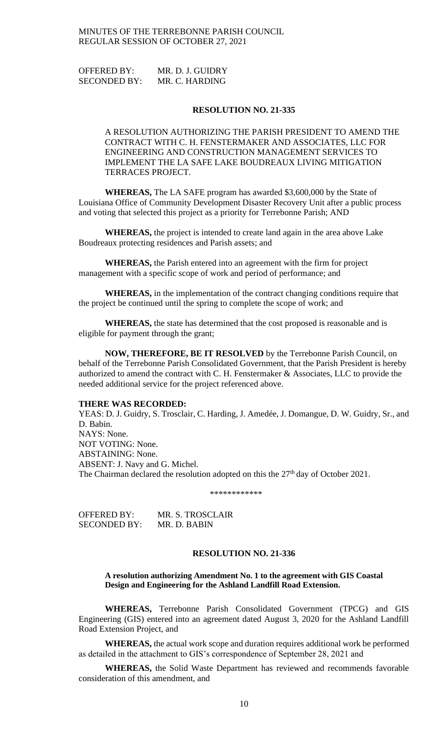OFFERED BY: MR. D. J. GUIDRY
SECONDED BY: MR. C. HARDING

**RESOLUTION NO. 21-335**

A RESOLUTION AUTHORIZING THE PARISH PRESIDENT TO AMEND THE CONTRACT WITH C. H. FENSTERMAKER AND ASSOCIATES, LLC FOR ENGINEERING AND CONSTRUCTION MANAGEMENT SERVICES TO IMPLEMENT THE LA SAFE LAKE BOUDREAUX LIVING MITIGATION TERRACES PROJECT.

**WHEREAS,** The LA SAFE program has awarded $3,600,000 by the State of Louisiana Office of Community Development Disaster Recovery Unit after a public process and voting that selected this project as a priority for Terrebonne Parish; AND

**WHEREAS,** the project is intended to create land again in the area above Lake Boudreaux protecting residences and Parish assets; and

**WHEREAS,** the Parish entered into an agreement with the firm for project management with a specific scope of work and period of performance; and

**WHEREAS,** in the implementation of the contract changing conditions require that the project be continued until the spring to complete the scope of work; and

**WHEREAS,** the state has determined that the cost proposed is reasonable and is eligible for payment through the grant;

**NOW, THEREFORE, BE IT RESOLVED** by the Terrebonne Parish Council, on behalf of the Terrebonne Parish Consolidated Government, that the Parish President is hereby authorized to amend the contract with C. H. Fenstermaker & Associates, LLC to provide the needed additional service for the project referenced above.

**THERE WAS RECORDED:**

YEAS: D. J. Guidry, S. Trosclair, C. Harding, J. Amedée, J. Domangue, D. W. Guidry, Sr., and D. Babin.
NAYS: None.
NOT VOTING: None.
ABSTAINING: None.
ABSENT: J. Navy and G. Michel.
The Chairman declared the resolution adopted on this the 27th day of October 2021.

\*\*\*\*\*\*\*\*\*\*\*\*

OFFERED BY: MR. S. TROSCLAIR
SECONDED BY: MR. D. BABIN

**RESOLUTION NO. 21-336**

**A resolution authorizing Amendment No. 1 to the agreement with GIS Coastal Design and Engineering for the Ashland Landfill Road Extension.**

**WHEREAS,** Terrebonne Parish Consolidated Government (TPCG) and GIS Engineering (GIS) entered into an agreement dated August 3, 2020 for the Ashland Landfill Road Extension Project, and

**WHEREAS,** the actual work scope and duration requires additional work be performed as detailed in the attachment to GIS's correspondence of September 28, 2021 and

**WHEREAS,** the Solid Waste Department has reviewed and recommends favorable consideration of this amendment, and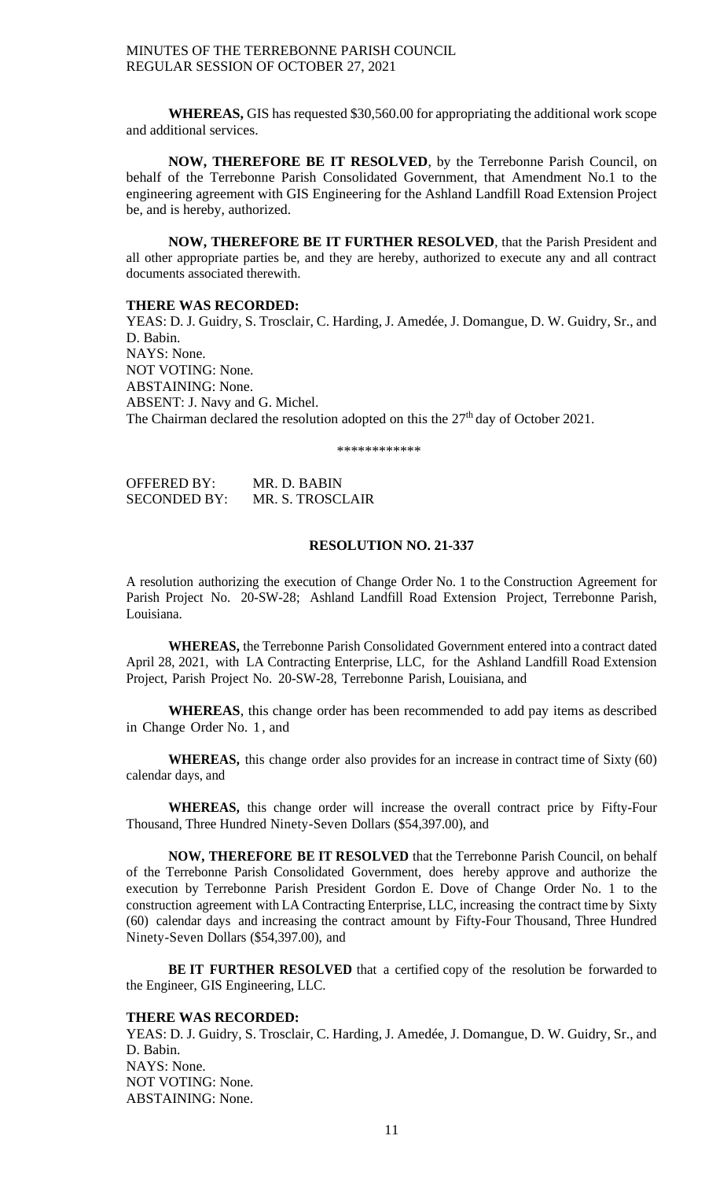**WHEREAS,** GIS has requested $30,560.00 for appropriating the additional work scope and additional services.

**NOW, THEREFORE BE IT RESOLVED**, by the Terrebonne Parish Council, on behalf of the Terrebonne Parish Consolidated Government, that Amendment No.1 to the engineering agreement with GIS Engineering for the Ashland Landfill Road Extension Project be, and is hereby, authorized.

**NOW, THEREFORE BE IT FURTHER RESOLVED**, that the Parish President and all other appropriate parties be, and they are hereby, authorized to execute any and all contract documents associated therewith.

**THERE WAS RECORDED:**
YEAS: D. J. Guidry, S. Trosclair, C. Harding, J. Amedée, J. Domangue, D. W. Guidry, Sr., and D. Babin.
NAYS: None.
NOT VOTING: None.
ABSTAINING: None.
ABSENT: J. Navy and G. Michel.
The Chairman declared the resolution adopted on this the 27th day of October 2021.

\*\*\*\*\*\*\*\*\*\*\*\*

OFFERED BY: MR. D. BABIN
SECONDED BY: MR. S. TROSCLAIR

**RESOLUTION NO. 21-337**

A resolution authorizing the execution of Change Order No. 1 to the Construction Agreement for Parish Project No. 20-SW-28; Ashland Landfill Road Extension Project, Terrebonne Parish, Louisiana.

**WHEREAS,** the Terrebonne Parish Consolidated Government entered into a contract dated April 28, 2021, with LA Contracting Enterprise, LLC, for the Ashland Landfill Road Extension Project, Parish Project No. 20-SW-28, Terrebonne Parish, Louisiana, and

**WHEREAS**, this change order has been recommended to add pay items as described in Change Order No. 1 , and

**WHEREAS,** this change order also provides for an increase in contract time of Sixty (60) calendar days, and

**WHEREAS,** this change order will increase the overall contract price by Fifty-Four Thousand, Three Hundred Ninety-Seven Dollars ($54,397.00), and

**NOW, THEREFORE BE IT RESOLVED** that the Terrebonne Parish Council, on behalf of the Terrebonne Parish Consolidated Government, does hereby approve and authorize the execution by Terrebonne Parish President Gordon E. Dove of Change Order No. 1 to the construction agreement with LA Contracting Enterprise, LLC, increasing the contract time by Sixty (60) calendar days and increasing the contract amount by Fifty-Four Thousand, Three Hundred Ninety-Seven Dollars ($54,397.00), and

**BE IT FURTHER RESOLVED** that a certified copy of the resolution be forwarded to the Engineer, GIS Engineering, LLC.

**THERE WAS RECORDED:**
YEAS: D. J. Guidry, S. Trosclair, C. Harding, J. Amedée, J. Domangue, D. W. Guidry, Sr., and D. Babin.
NAYS: None.
NOT VOTING: None.
ABSTAINING: None.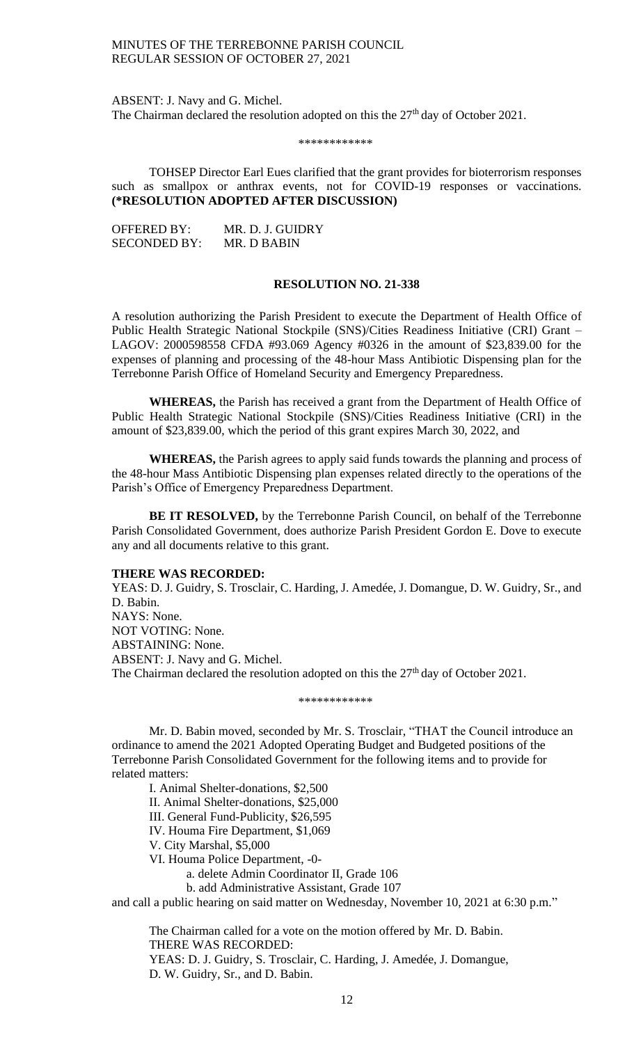ABSENT: J. Navy and G. Michel.
The Chairman declared the resolution adopted on this the 27th day of October 2021.

\*\*\*\*\*\*\*\*\*\*\*\*

TOHSEP Director Earl Eues clarified that the grant provides for bioterrorism responses such as smallpox or anthrax events, not for COVID-19 responses or vaccinations. **(*RESOLUTION ADOPTED AFTER DISCUSSION)**

OFFERED BY: MR. D. J. GUIDRY
SECONDED BY: MR. D BABIN

**RESOLUTION NO. 21-338**

A resolution authorizing the Parish President to execute the Department of Health Office of Public Health Strategic National Stockpile (SNS)/Cities Readiness Initiative (CRI) Grant – LAGOV: 2000598558 CFDA #93.069 Agency #0326 in the amount of $23,839.00 for the expenses of planning and processing of the 48-hour Mass Antibiotic Dispensing plan for the Terrebonne Parish Office of Homeland Security and Emergency Preparedness.

**WHEREAS,** the Parish has received a grant from the Department of Health Office of Public Health Strategic National Stockpile (SNS)/Cities Readiness Initiative (CRI) in the amount of $23,839.00, which the period of this grant expires March 30, 2022, and

**WHEREAS,** the Parish agrees to apply said funds towards the planning and process of the 48-hour Mass Antibiotic Dispensing plan expenses related directly to the operations of the Parish's Office of Emergency Preparedness Department.

**BE IT RESOLVED,** by the Terrebonne Parish Council, on behalf of the Terrebonne Parish Consolidated Government, does authorize Parish President Gordon E. Dove to execute any and all documents relative to this grant.

**THERE WAS RECORDED:**
YEAS: D. J. Guidry, S. Trosclair, C. Harding, J. Amedée, J. Domangue, D. W. Guidry, Sr., and D. Babin.
NAYS: None.
NOT VOTING: None.
ABSTAINING: None.
ABSENT: J. Navy and G. Michel.
The Chairman declared the resolution adopted on this the 27th day of October 2021.

\*\*\*\*\*\*\*\*\*\*\*\*

Mr. D. Babin moved, seconded by Mr. S. Trosclair, "THAT the Council introduce an ordinance to amend the 2021 Adopted Operating Budget and Budgeted positions of the Terrebonne Parish Consolidated Government for the following items and to provide for related matters:

I. Animal Shelter-donations, $2,500
II. Animal Shelter-donations, $25,000
III. General Fund-Publicity, $26,595
IV. Houma Fire Department, $1,069
V. City Marshal, $5,000
VI. Houma Police Department, -0-
   a. delete Admin Coordinator II, Grade 106
   b. add Administrative Assistant, Grade 107

and call a public hearing on said matter on Wednesday, November 10, 2021 at 6:30 p.m."

The Chairman called for a vote on the motion offered by Mr. D. Babin.
THERE WAS RECORDED:
YEAS: D. J. Guidry, S. Trosclair, C. Harding, J. Amedée, J. Domangue, D. W. Guidry, Sr., and D. Babin.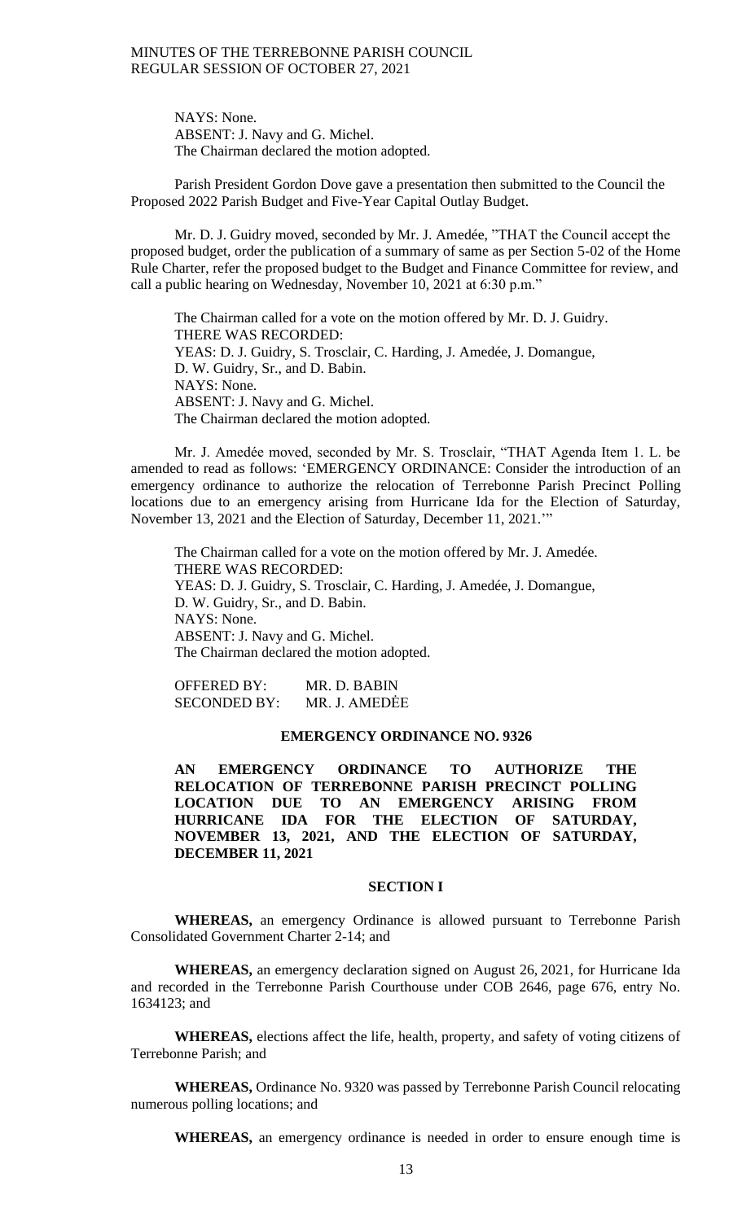NAYS: None.
ABSENT: J. Navy and G. Michel.
The Chairman declared the motion adopted.

Parish President Gordon Dove gave a presentation then submitted to the Council the Proposed 2022 Parish Budget and Five-Year Capital Outlay Budget.

Mr. D. J. Guidry moved, seconded by Mr. J. Amedée, "THAT the Council accept the proposed budget, order the publication of a summary of same as per Section 5-02 of the Home Rule Charter, refer the proposed budget to the Budget and Finance Committee for review, and call a public hearing on Wednesday, November 10, 2021 at 6:30 p.m."

The Chairman called for a vote on the motion offered by Mr. D. J. Guidry.
THERE WAS RECORDED:
YEAS: D. J. Guidry, S. Trosclair, C. Harding, J. Amedée, J. Domangue, D. W. Guidry, Sr., and D. Babin.
NAYS: None.
ABSENT: J. Navy and G. Michel.
The Chairman declared the motion adopted.

Mr. J. Amedée moved, seconded by Mr. S. Trosclair, "THAT Agenda Item 1. L. be amended to read as follows: 'EMERGENCY ORDINANCE: Consider the introduction of an emergency ordinance to authorize the relocation of Terrebonne Parish Precinct Polling locations due to an emergency arising from Hurricane Ida for the Election of Saturday, November 13, 2021 and the Election of Saturday, December 11, 2021.'"

The Chairman called for a vote on the motion offered by Mr. J. Amedée.
THERE WAS RECORDED:
YEAS: D. J. Guidry, S. Trosclair, C. Harding, J. Amedée, J. Domangue, D. W. Guidry, Sr., and D. Babin.
NAYS: None.
ABSENT: J. Navy and G. Michel.
The Chairman declared the motion adopted.

OFFERED BY: MR. D. BABIN
SECONDED BY: MR. J. AMEDÈE

**EMERGENCY ORDINANCE NO. 9326**

**AN EMERGENCY ORDINANCE TO AUTHORIZE THE RELOCATION OF TERREBONNE PARISH PRECINCT POLLING LOCATION DUE TO AN EMERGENCY ARISING FROM HURRICANE IDA FOR THE ELECTION OF SATURDAY, NOVEMBER 13, 2021, AND THE ELECTION OF SATURDAY, DECEMBER 11, 2021**

**SECTION I**

**WHEREAS,** an emergency Ordinance is allowed pursuant to Terrebonne Parish Consolidated Government Charter 2-14; and

**WHEREAS,** an emergency declaration signed on August 26, 2021, for Hurricane Ida and recorded in the Terrebonne Parish Courthouse under COB 2646, page 676, entry No. 1634123; and

**WHEREAS,** elections affect the life, health, property, and safety of voting citizens of Terrebonne Parish; and

**WHEREAS,** Ordinance No. 9320 was passed by Terrebonne Parish Council relocating numerous polling locations; and

**WHEREAS,** an emergency ordinance is needed in order to ensure enough time is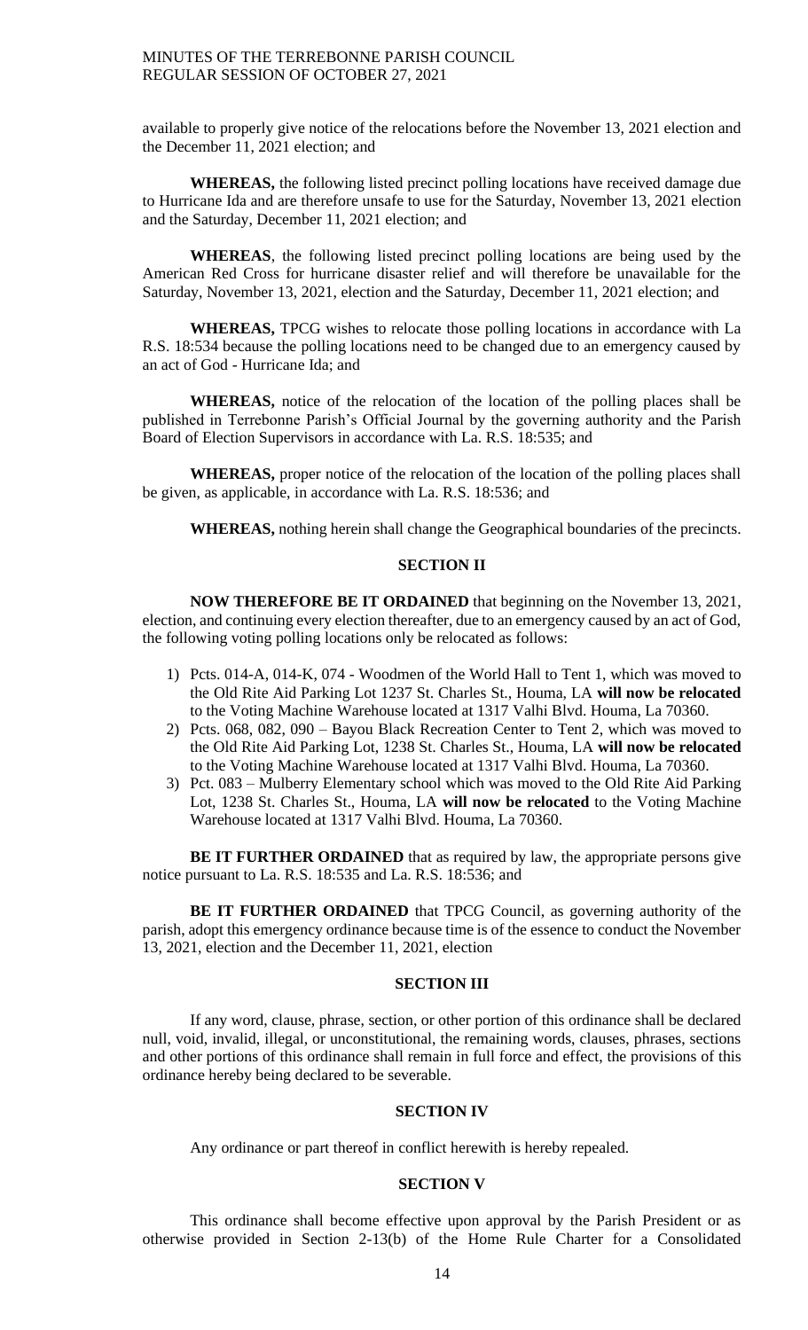available to properly give notice of the relocations before the November 13, 2021 election and the December 11, 2021 election; and

**WHEREAS,** the following listed precinct polling locations have received damage due to Hurricane Ida and are therefore unsafe to use for the Saturday, November 13, 2021 election and the Saturday, December 11, 2021 election; and

**WHEREAS**, the following listed precinct polling locations are being used by the American Red Cross for hurricane disaster relief and will therefore be unavailable for the Saturday, November 13, 2021, election and the Saturday, December 11, 2021 election; and

**WHEREAS,** TPCG wishes to relocate those polling locations in accordance with La R.S. 18:534 because the polling locations need to be changed due to an emergency caused by an act of God - Hurricane Ida; and

**WHEREAS,** notice of the relocation of the location of the polling places shall be published in Terrebonne Parish's Official Journal by the governing authority and the Parish Board of Election Supervisors in accordance with La. R.S. 18:535; and

**WHEREAS,** proper notice of the relocation of the location of the polling places shall be given, as applicable, in accordance with La. R.S. 18:536; and

**WHEREAS,** nothing herein shall change the Geographical boundaries of the precincts.

## SECTION II

**NOW THEREFORE BE IT ORDAINED** that beginning on the November 13, 2021, election, and continuing every election thereafter, due to an emergency caused by an act of God, the following voting polling locations only be relocated as follows:

1) Pcts. 014-A, 014-K, 074 - Woodmen of the World Hall to Tent 1, which was moved to the Old Rite Aid Parking Lot 1237 St. Charles St., Houma, LA **will now be relocated** to the Voting Machine Warehouse located at 1317 Valhi Blvd. Houma, La 70360.
2) Pcts. 068, 082, 090 – Bayou Black Recreation Center to Tent 2, which was moved to the Old Rite Aid Parking Lot, 1238 St. Charles St., Houma, LA **will now be relocated** to the Voting Machine Warehouse located at 1317 Valhi Blvd. Houma, La 70360.
3) Pct. 083 – Mulberry Elementary school which was moved to the Old Rite Aid Parking Lot, 1238 St. Charles St., Houma, LA **will now be relocated** to the Voting Machine Warehouse located at 1317 Valhi Blvd. Houma, La 70360.

**BE IT FURTHER ORDAINED** that as required by law, the appropriate persons give notice pursuant to La. R.S. 18:535 and La. R.S. 18:536; and

**BE IT FURTHER ORDAINED** that TPCG Council, as governing authority of the parish, adopt this emergency ordinance because time is of the essence to conduct the November 13, 2021, election and the December 11, 2021, election

## SECTION III

If any word, clause, phrase, section, or other portion of this ordinance shall be declared null, void, invalid, illegal, or unconstitutional, the remaining words, clauses, phrases, sections and other portions of this ordinance shall remain in full force and effect, the provisions of this ordinance hereby being declared to be severable.

## SECTION IV

Any ordinance or part thereof in conflict herewith is hereby repealed.

## SECTION V

This ordinance shall become effective upon approval by the Parish President or as otherwise provided in Section 2-13(b) of the Home Rule Charter for a Consolidated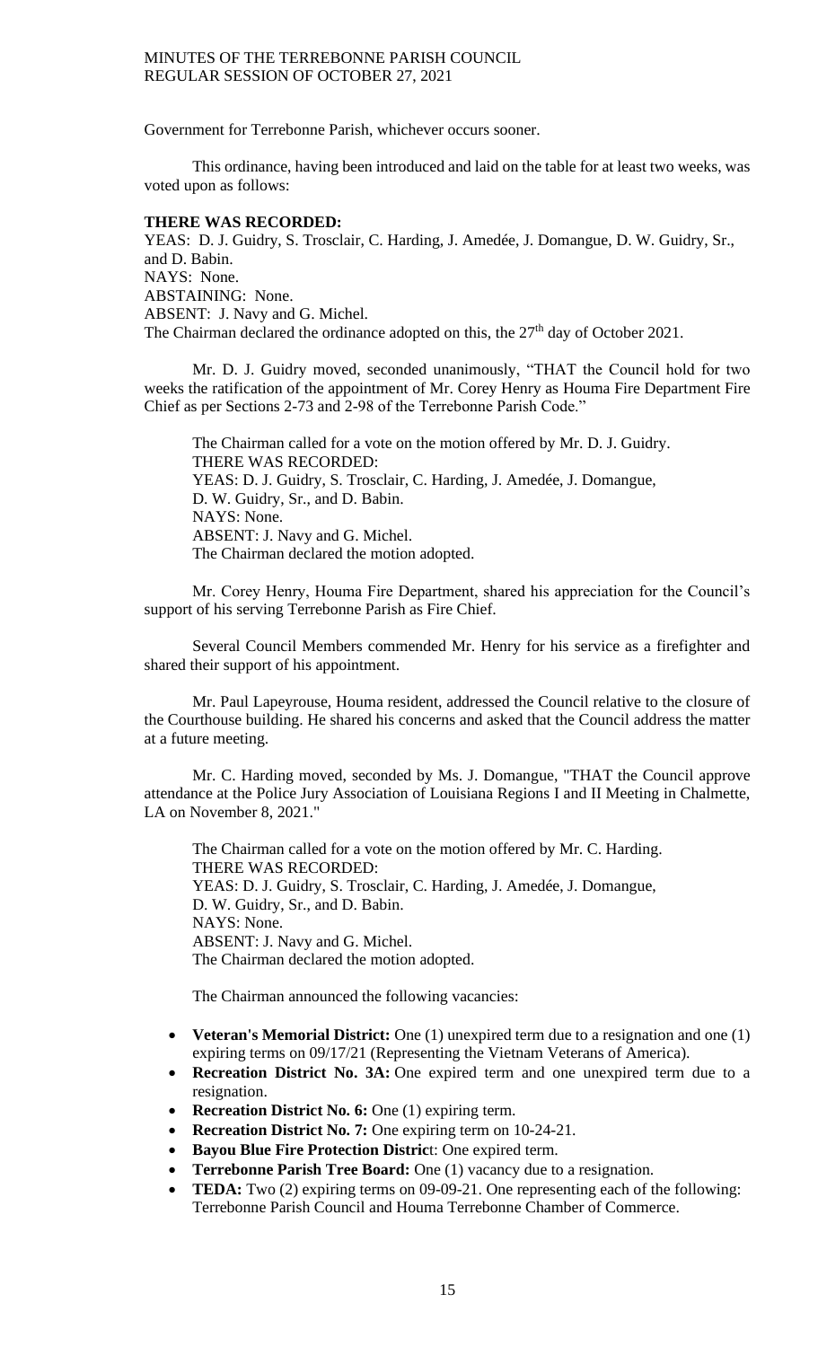Government for Terrebonne Parish, whichever occurs sooner.

This ordinance, having been introduced and laid on the table for at least two weeks, was voted upon as follows:

**THERE WAS RECORDED:**
YEAS: D. J. Guidry, S. Trosclair, C. Harding, J. Amedée, J. Domangue, D. W. Guidry, Sr., and D. Babin.
NAYS: None.
ABSTAINING: None.
ABSENT: J. Navy and G. Michel.
The Chairman declared the ordinance adopted on this, the 27th day of October 2021.

Mr. D. J. Guidry moved, seconded unanimously, "THAT the Council hold for two weeks the ratification of the appointment of Mr. Corey Henry as Houma Fire Department Fire Chief as per Sections 2-73 and 2-98 of the Terrebonne Parish Code."

The Chairman called for a vote on the motion offered by Mr. D. J. Guidry.
THERE WAS RECORDED:
YEAS: D. J. Guidry, S. Trosclair, C. Harding, J. Amedée, J. Domangue, D. W. Guidry, Sr., and D. Babin.
NAYS: None.
ABSENT: J. Navy and G. Michel.
The Chairman declared the motion adopted.

Mr. Corey Henry, Houma Fire Department, shared his appreciation for the Council's support of his serving Terrebonne Parish as Fire Chief.

Several Council Members commended Mr. Henry for his service as a firefighter and shared their support of his appointment.

Mr. Paul Lapeyrouse, Houma resident, addressed the Council relative to the closure of the Courthouse building. He shared his concerns and asked that the Council address the matter at a future meeting.

Mr. C. Harding moved, seconded by Ms. J. Domangue, "THAT the Council approve attendance at the Police Jury Association of Louisiana Regions I and II Meeting in Chalmette, LA on November 8, 2021."

The Chairman called for a vote on the motion offered by Mr. C. Harding.
THERE WAS RECORDED:
YEAS: D. J. Guidry, S. Trosclair, C. Harding, J. Amedée, J. Domangue, D. W. Guidry, Sr., and D. Babin.
NAYS: None.
ABSENT: J. Navy and G. Michel.
The Chairman declared the motion adopted.

The Chairman announced the following vacancies:

- **Veteran's Memorial District:** One (1) unexpired term due to a resignation and one (1) expiring terms on 09/17/21 (Representing the Vietnam Veterans of America).
- **Recreation District No. 3A:** One expired term and one unexpired term due to a resignation.
- **Recreation District No. 6:** One (1) expiring term.
- **Recreation District No. 7:** One expiring term on 10-24-21.
- **Bayou Blue Fire Protection Distric**t: One expired term.
- **Terrebonne Parish Tree Board:** One (1) vacancy due to a resignation.
- **TEDA:** Two (2) expiring terms on 09-09-21. One representing each of the following: Terrebonne Parish Council and Houma Terrebonne Chamber of Commerce.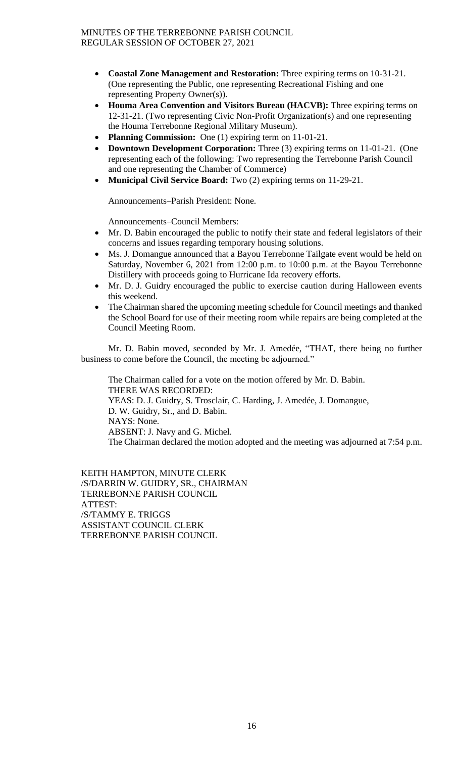- **Coastal Zone Management and Restoration:** Three expiring terms on 10-31-21. (One representing the Public, one representing Recreational Fishing and one representing Property Owner(s)).
- **Houma Area Convention and Visitors Bureau (HACVB):** Three expiring terms on 12-31-21. (Two representing Civic Non-Profit Organization(s) and one representing the Houma Terrebonne Regional Military Museum).
- **Planning Commission:** One (1) expiring term on 11-01-21.
- **Downtown Development Corporation:** Three (3) expiring terms on 11-01-21. (One representing each of the following: Two representing the Terrebonne Parish Council and one representing the Chamber of Commerce)
- **Municipal Civil Service Board:** Two (2) expiring terms on 11-29-21.

Announcements–Parish President: None.

Announcements–Council Members:

- Mr. D. Babin encouraged the public to notify their state and federal legislators of their concerns and issues regarding temporary housing solutions.
- Ms. J. Domangue announced that a Bayou Terrebonne Tailgate event would be held on Saturday, November 6, 2021 from 12:00 p.m. to 10:00 p.m. at the Bayou Terrebonne Distillery with proceeds going to Hurricane Ida recovery efforts.
- Mr. D. J. Guidry encouraged the public to exercise caution during Halloween events this weekend.
- The Chairman shared the upcoming meeting schedule for Council meetings and thanked the School Board for use of their meeting room while repairs are being completed at the Council Meeting Room.

Mr. D. Babin moved, seconded by Mr. J. Amedée, "THAT, there being no further business to come before the Council, the meeting be adjourned."

The Chairman called for a vote on the motion offered by Mr. D. Babin.
THERE WAS RECORDED:
YEAS: D. J. Guidry, S. Trosclair, C. Harding, J. Amedée, J. Domangue, D. W. Guidry, Sr., and D. Babin.
NAYS: None.
ABSENT: J. Navy and G. Michel.
The Chairman declared the motion adopted and the meeting was adjourned at 7:54 p.m.

KEITH HAMPTON, MINUTE CLERK
/S/DARRIN W. GUIDRY, SR., CHAIRMAN
TERREBONNE PARISH COUNCIL
ATTEST:
/S/TAMMY E. TRIGGS
ASSISTANT COUNCIL CLERK
TERREBONNE PARISH COUNCIL